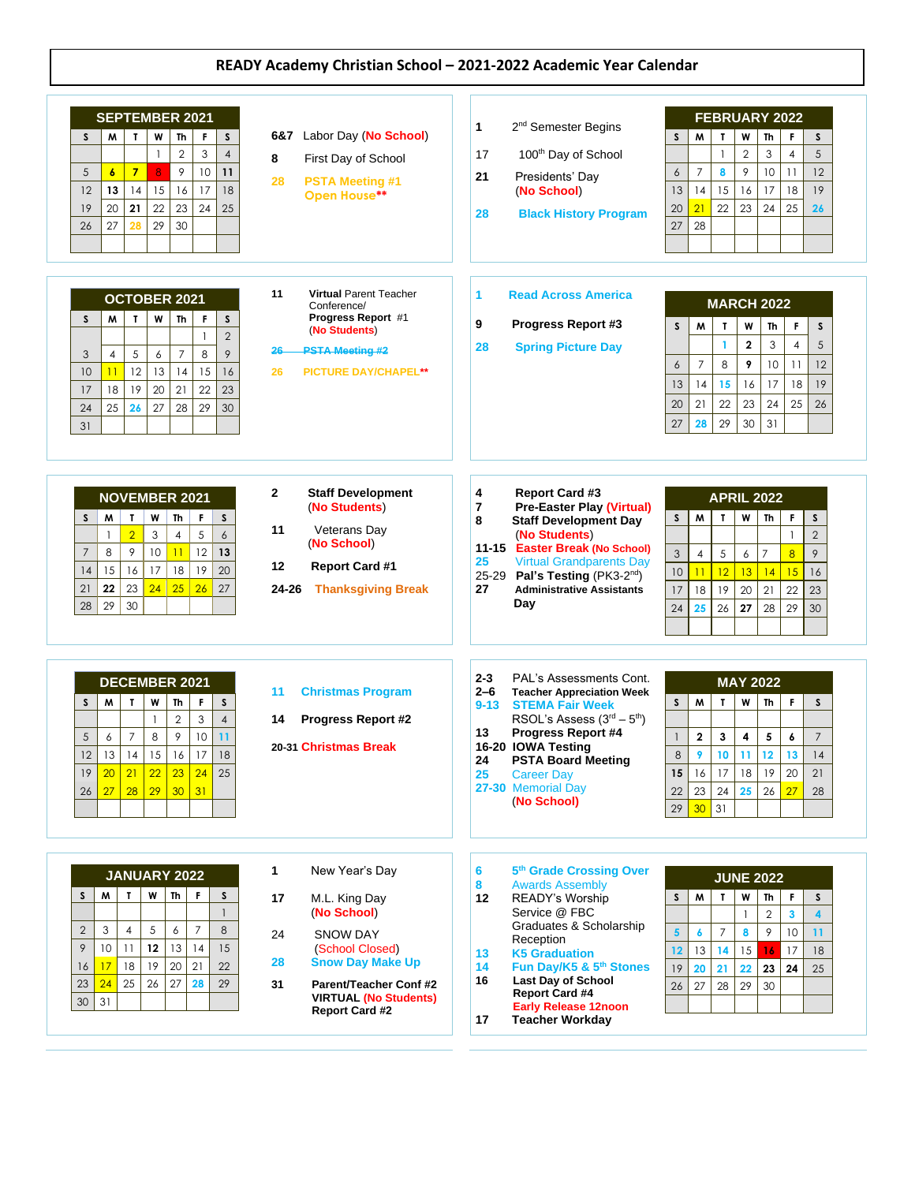# READY Academy Christian School – 2021-2022 Academic Year Calendar

## SEPTEMBER 2021

| S | M | T | W | Th | F | S |
|---|---|---|---|---|---|---|
| | | | 1 | 2 | 3 | 4 |
| 5 | 6 | 7 | 8 | 9 | 10 | 11 |
| 12 | 13 | 14 | 15 | 16 | 17 | 18 |
| 19 | 20 | 21 | 22 | 23 | 24 | 25 |
| 26 | 27 | 28 | 29 | 30 | | |

- **6&7** Labor Day (No School)
- **8** First Day of School
- **28** PSTA Meeting #1 Open House**

## OCTOBER 2021

| S | M | T | W | Th | F | S |
|---|---|---|---|---|---|---|
| | | | | | 1 | 2 |
| 3 | 4 | 5 | 6 | 7 | 8 | 9 |
| 10 | 11 | 12 | 13 | 14 | 15 | 16 |
| 17 | 18 | 19 | 20 | 21 | 22 | 23 |
| 24 | 25 | 26 | 27 | 28 | 29 | 30 |
| 31 | | | | | | |

- **11** **Virtual** Parent Teacher Conference/ **Progress Report** #1 (**No Students**)
- ~~26 PSTA Meeting #2~~
- **26** PICTURE DAY/CHAPEL**

## NOVEMBER 2021

| S | M | T | W | Th | F | S |
|---|---|---|---|---|---|---|
| | 1 | 2 | 3 | 4 | 5 | 6 |
| 7 | 8 | 9 | 10 | 11 | 12 | 13 |
| 14 | 15 | 16 | 17 | 18 | 19 | 20 |
| 21 | 22 | 23 | 24 | 25 | 26 | 27 |
| 28 | 29 | 30 | | | | |

- **2** **Staff Development** (**No Students**)
- **11** Veterans Day (**No School**)
- **12** **Report Card #1**
- **24-26** **Thanksgiving Break**

## DECEMBER 2021

| S | M | T | W | Th | F | S |
|---|---|---|---|---|---|---|
| | | | 1 | 2 | 3 | 4 |
| 5 | 6 | 7 | 8 | 9 | 10 | 11 |
| 12 | 13 | 14 | 15 | 16 | 17 | 18 |
| 19 | 20 | 21 | 22 | 23 | 24 | 25 |
| 26 | 27 | 28 | 29 | 30 | 31 | |

- **11** **Christmas Program**
- **14** **Progress Report #2**
- **20-31** **Christmas Break**

## JANUARY 2022

| S | M | T | W | Th | F | S |
|---|---|---|---|---|---|---|
| | | | | | | 1 |
| 2 | 3 | 4 | 5 | 6 | 7 | 8 |
| 9 | 10 | 11 | 12 | 13 | 14 | 15 |
| 16 | 17 | 18 | 19 | 20 | 21 | 22 |
| 23 | 24 | 25 | 26 | 27 | 28 | 29 |
| 30 | 31 | | | | | |

- **1** New Year's Day
- **17** M.L. King Day (**No School**)
- **24** SNOW DAY (School Closed)
- **28** **Snow Day Make Up**
- **31** **Parent/Teacher Conf #2 VIRTUAL (No Students) Report Card #2**

## FEBRUARY 2022

| S | M | T | W | Th | F | S |
|---|---|---|---|---|---|---|
| | | 1 | 2 | 3 | 4 | 5 |
| 6 | 7 | 8 | 9 | 10 | 11 | 12 |
| 13 | 14 | 15 | 16 | 17 | 18 | 19 |
| 20 | 21 | 22 | 23 | 24 | 25 | 26 |
| 27 | 28 | | | | | |

- **1** 2nd Semester Begins
- **17** 100th Day of School
- **21** Presidents' Day (**No School**)
- **28** **Black History Program**

## MARCH 2022

| S | M | T | W | Th | F | S |
|---|---|---|---|---|---|---|
| | | 1 | 2 | 3 | 4 | 5 |
| 6 | 7 | 8 | 9 | 10 | 11 | 12 |
| 13 | 14 | 15 | 16 | 17 | 18 | 19 |
| 20 | 21 | 22 | 23 | 24 | 25 | 26 |
| 27 | 28 | 29 | 30 | 31 | | |

- **1** **Read Across America**
- **9** **Progress Report #3**
- **28** **Spring Picture Day**

## APRIL 2022

| S | M | T | W | Th | F | S |
|---|---|---|---|---|---|---|
| | | | | | 1 | 2 |
| 3 | 4 | 5 | 6 | 7 | 8 | 9 |
| 10 | 11 | 12 | 13 | 14 | 15 | 16 |
| 17 | 18 | 19 | 20 | 21 | 22 | 23 |
| 24 | 25 | 26 | 27 | 28 | 29 | 30 |

- **4** **Report Card #3**
- **7** **Pre-Easter Play (Virtual)**
- **8** **Staff Development Day (No Students)**
- **11-15** **Easter Break (No School)**
- **25** Virtual Grandparents Day
- **25-29** **Pal's Testing** (PK3-2nd)
- **27** **Administrative Assistants Day**

## MAY 2022

| S | M | T | W | Th | F | S |
|---|---|---|---|---|---|---|
| | | | | | | |
| 1 | 2 | 3 | 4 | 5 | 6 | 7 |
| 8 | 9 | 10 | 11 | 12 | 13 | 14 |
| 15 | 16 | 17 | 18 | 19 | 20 | 21 |
| 22 | 23 | 24 | 25 | 26 | 27 | 28 |
| 29 | 30 | 31 | | | | |

- **2-3** PAL's Assessments Cont.
- **2–6** **Teacher Appreciation Week**
- **9-13** **STEMA Fair Week**
- RSOL's Assess (3rd – 5th)
- **13** **Progress Report #4**
- **16-20** **IOWA Testing**
- **24** **PSTA Board Meeting**
- **25** Career Day
- **27-30** Memorial Day (**No School**)

## JUNE 2022

| S | M | T | W | Th | F | S |
|---|---|---|---|---|---|---|
| | | | 1 | 2 | 3 | 4 |
| 5 | 6 | 7 | 8 | 9 | 10 | 11 |
| 12 | 13 | 14 | 15 | 16 | 17 | 18 |
| 19 | 20 | 21 | 22 | 23 | 24 | 25 |
| 26 | 27 | 28 | 29 | 30 | | |

- **6** **5th Grade Crossing Over**
- **8** Awards Assembly
- **12** READY's Worship Service @ FBC Graduates & Scholarship Reception
- **13** **K5 Graduation**
- **14** **Fun Day/K5 & 5th Stones**
- **16** **Last Day of School Report Card #4 Early Release 12noon**
- **17** **Teacher Workday**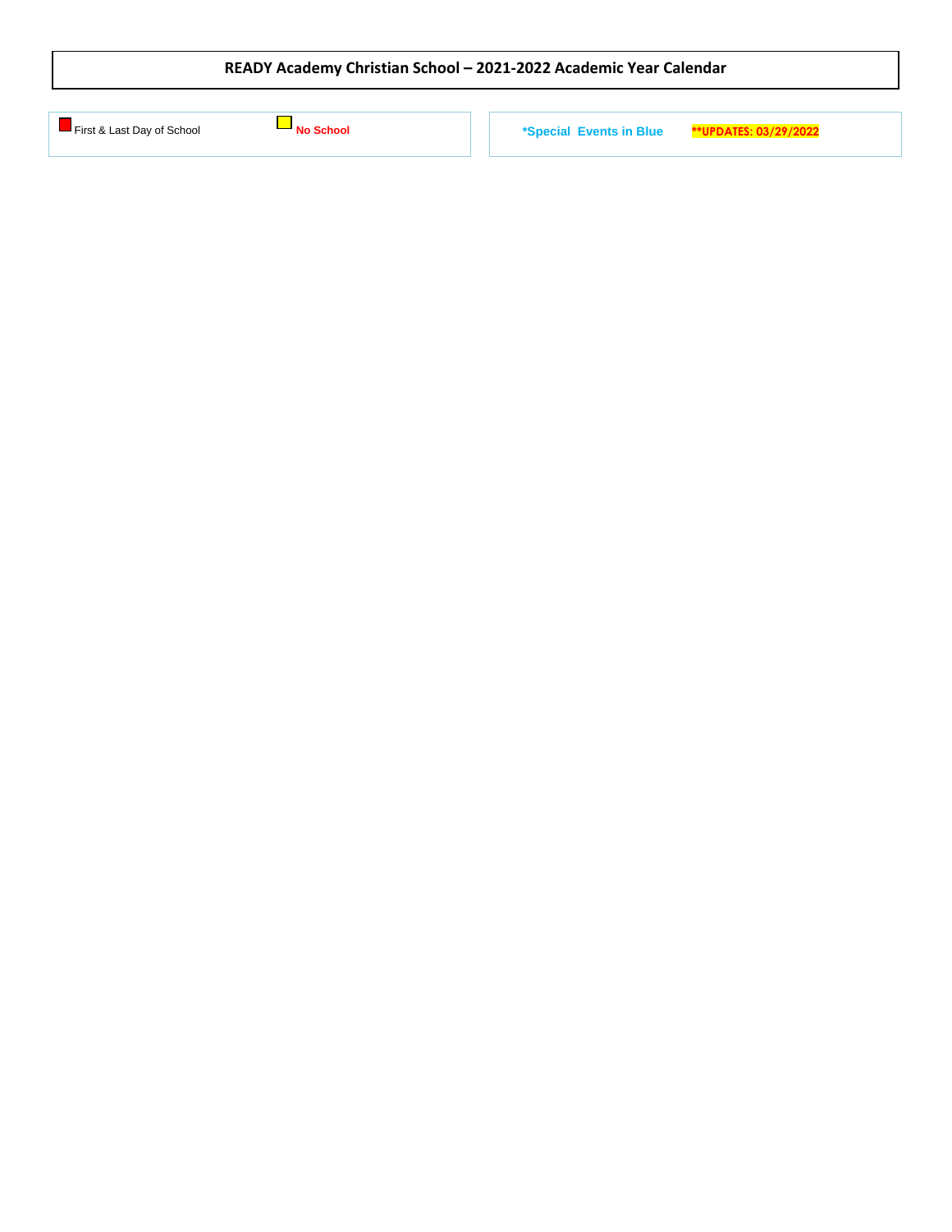**READY Academy Christian School – 2021-2022 Academic Year Calendar**

First & Last Day of School

**No School**

***Special Events in Blue**

****UPDATES: 03/29/2022**